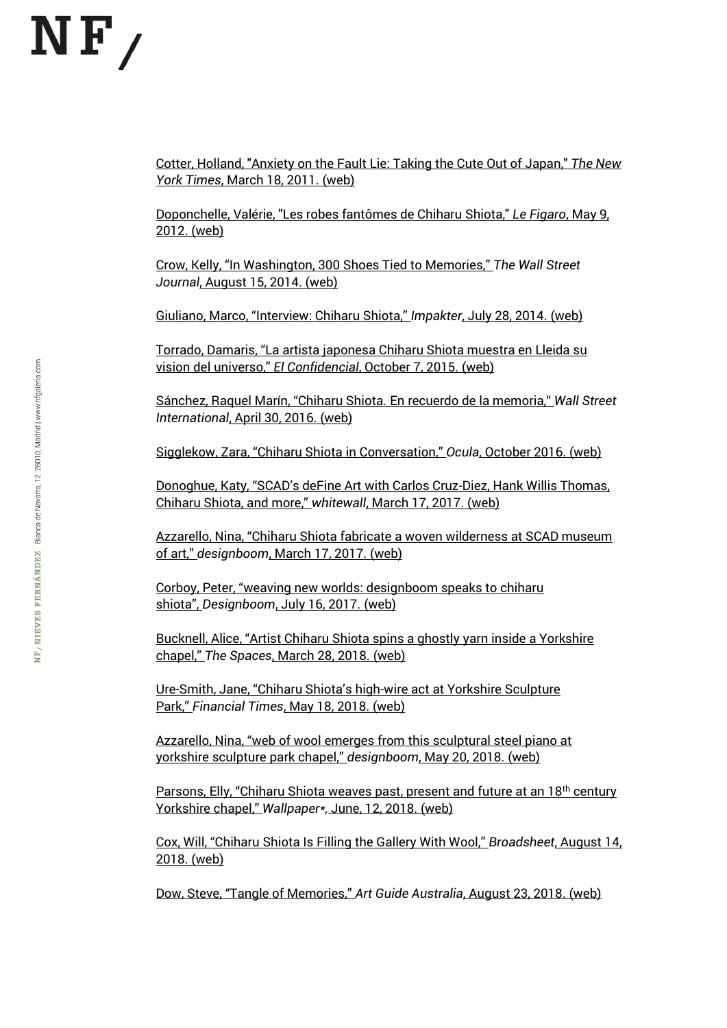Cotter, Holland, "Anxiety on the Fault Lie: Taking the Cute Out of Japan," *The New York Times*, March 18, 2011. (web)

Doponchelle, Valérie, "Les robes fantômes de Chiharu Shiota," *Le Figaro*, May 9, 2012. (web)

Crow, Kelly, "In Washington, 300 Shoes Tied to Memories," *The Wall Street Journal*, August 15, 2014. (web)

Giuliano, Marco, "Interview: Chiharu Shiota," *Impakter*, July 28, 2014. (web)

Torrado, Damaris, "La artista japonesa Chiharu Shiota muestra en Lleida su vision del universo," *El Confidencial*, October 7, 2015. (web)

Sánchez, Raquel Marín, "Chiharu Shiota. En recuerdo de la memoria," *Wall Street International*, April 30, 2016. (web)

Sigglekow, Zara, "Chiharu Shiota in Conversation," *Ocula*, October 2016. (web)

Donoghue, Katy, "SCAD's deFine Art with Carlos Cruz-Diez, Hank Willis Thomas, Chiharu Shiota, and more," *whitewall*, March 17, 2017. (web)

Azzarello, Nina, "Chiharu Shiota fabricate a woven wilderness at SCAD museum of art," *designboom*, March 17, 2017. (web)

Corboy, Peter, "weaving new worlds: designboom speaks to chiharu shiota", *Designboom*, July 16, 2017. (web)

Bucknell, Alice, "Artist Chiharu Shiota spins a ghostly yarn inside a Yorkshire chapel," *The Spaces*, March 28, 2018. (web)

Ure-Smith, Jane, "Chiharu Shiota's high-wire act at Yorkshire Sculpture Park," *Financial Times*, May 18, 2018. (web)

Azzarello, Nina, "web of wool emerges from this sculptural steel piano at yorkshire sculpture park chapel," *designboom*, May 20, 2018. (web)

Parsons, Elly, "Chiharu Shiota weaves past, present and future at an 18th century Yorkshire chapel," *Wallpaper\**, June, 12, 2018. (web)

Cox, Will, "Chiharu Shiota Is Filling the Gallery With Wool," *Broadsheet*, August 14, 2018. (web)

Dow, Steve, "Tangle of Memories," *Art Guide Australia*, August 23, 2018. (web)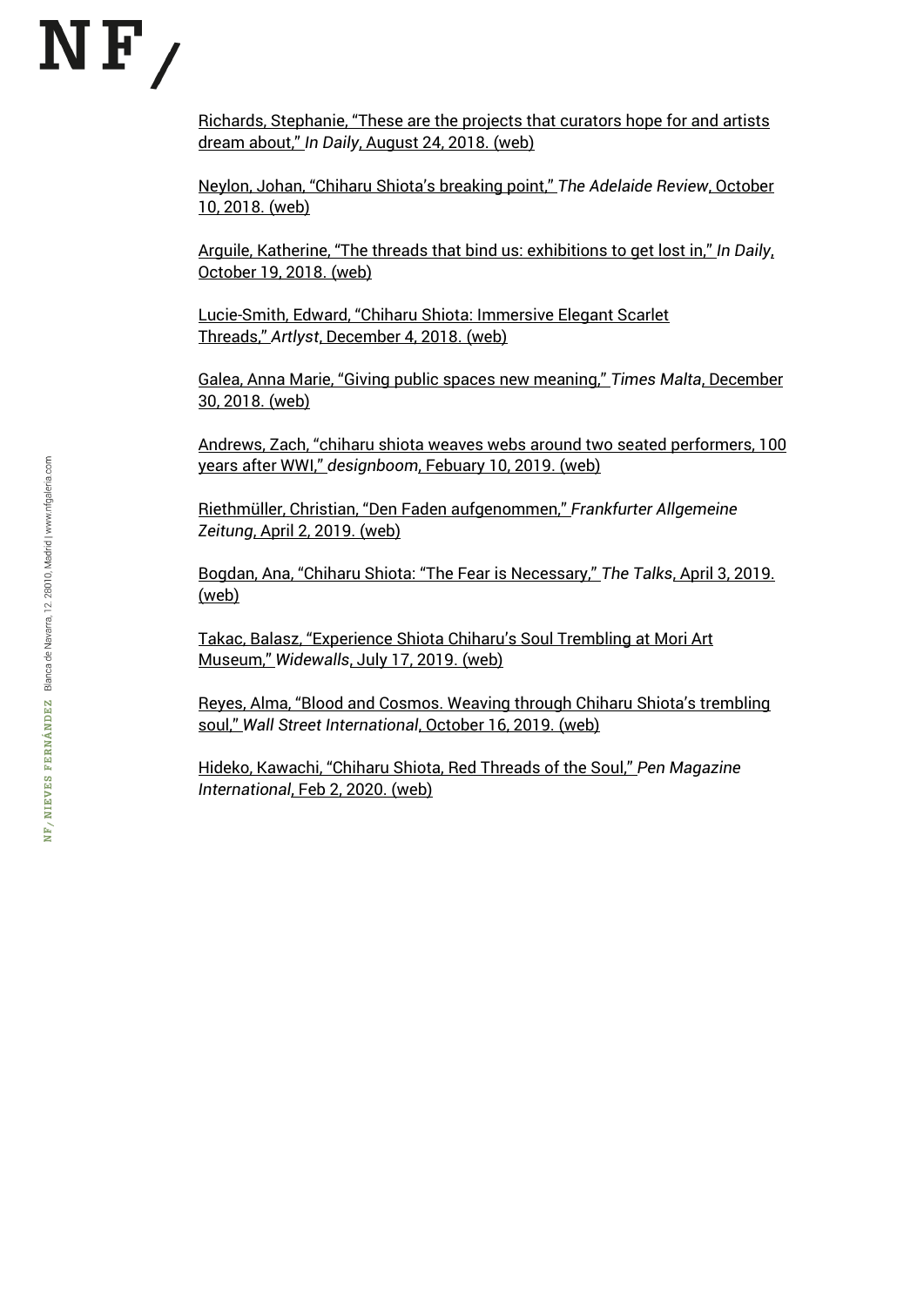Richards, Stephanie, "These are the projects that curators hope for and artists dream about," *In Daily*, August 24, 2018. (web)

Neylon, Johan, "Chiharu Shiota's breaking point," *The Adelaide Review*, October 10, 2018. (web)

Arguile, Katherine, "The threads that bind us: exhibitions to get lost in," *In Daily*, October 19, 2018. (web)

Lucie-Smith, Edward, "Chiharu Shiota: Immersive Elegant Scarlet Threads," *Artlyst*, December 4, 2018. (web)

Galea, Anna Marie, "Giving public spaces new meaning," *Times Malta*, December 30, 2018. (web)

Andrews, Zach, "chiharu shiota weaves webs around two seated performers, 100 years after WWI," *designboom*, Febuary 10, 2019. (web)

Riethmüller, Christian, "Den Faden aufgenommen," *Frankfurter Allgemeine Zeitung*, April 2, 2019. (web)

Bogdan, Ana, "Chiharu Shiota: "The Fear is Necessary," *The Talks*, April 3, 2019. (web)

Takac, Balasz, "Experience Shiota Chiharu's Soul Trembling at Mori Art Museum," *Widewalls*, July 17, 2019. (web)

Reyes, Alma, "Blood and Cosmos. Weaving through Chiharu Shiota's trembling soul," *Wall Street International*, October 16, 2019. (web)

Hideko, Kawachi, "Chiharu Shiota, Red Threads of the Soul," *Pen Magazine International*, Feb 2, 2020. (web)